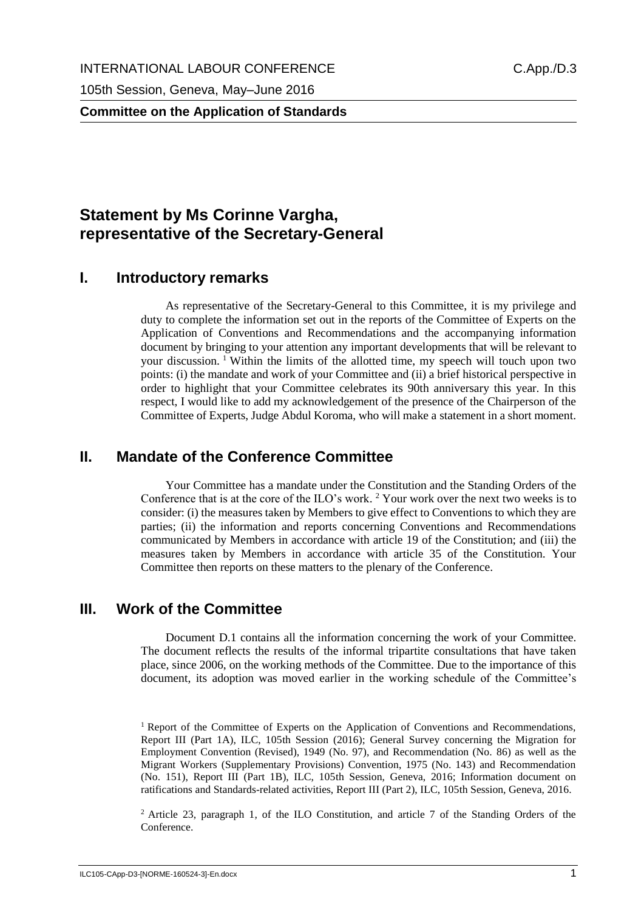# Statement by Ms Corinne Vargha, representative of the Secretary-General

## I. Introductory remarks

As representative of the Secretary-General to this Committee, it is my privilege and duty to complete the information set out in the reports of the Committee of Experts on the Application of Conventions and Recommendations and the accompanying information document by bringing to your attention any important developments that will be relevant to your discussion. [1] Within the limits of the allotted time, my speech will touch upon two points: (i) the mandate and work of your Committee and (ii) a brief historical perspective in order to highlight that your Committee celebrates its 90th anniversary this year. In this respect, I would like to add my acknowledgement of the presence of the Chairperson of the Committee of Experts, Judge Abdul Koroma, who will make a statement in a short moment.

## II. Mandate of the Conference Committee

Your Committee has a mandate under the Constitution and the Standing Orders of the Conference that is at the core of the ILO's work. [2] Your work over the next two weeks is to consider: (i) the measures taken by Members to give effect to Conventions to which they are parties; (ii) the information and reports concerning Conventions and Recommendations communicated by Members in accordance with article 19 of the Constitution; and (iii) the measures taken by Members in accordance with article 35 of the Constitution. Your Committee then reports on these matters to the plenary of the Conference.

## III. Work of the Committee

Document D.1 contains all the information concerning the work of your Committee. The document reflects the results of the informal tripartite consultations that have taken place, since 2006, on the working methods of the Committee. Due to the importance of this document, its adoption was moved earlier in the working schedule of the Committee's

[1] Report of the Committee of Experts on the Application of Conventions and Recommendations, Report III (Part 1A), ILC, 105th Session (2016); General Survey concerning the Migration for Employment Convention (Revised), 1949 (No. 97), and Recommendation (No. 86) as well as the Migrant Workers (Supplementary Provisions) Convention, 1975 (No. 143) and Recommendation (No. 151), Report III (Part 1B), ILC, 105th Session, Geneva, 2016; Information document on ratifications and Standards-related activities, Report III (Part 2), ILC, 105th Session, Geneva, 2016.

[2] Article 23, paragraph 1, of the ILO Constitution, and article 7 of the Standing Orders of the Conference.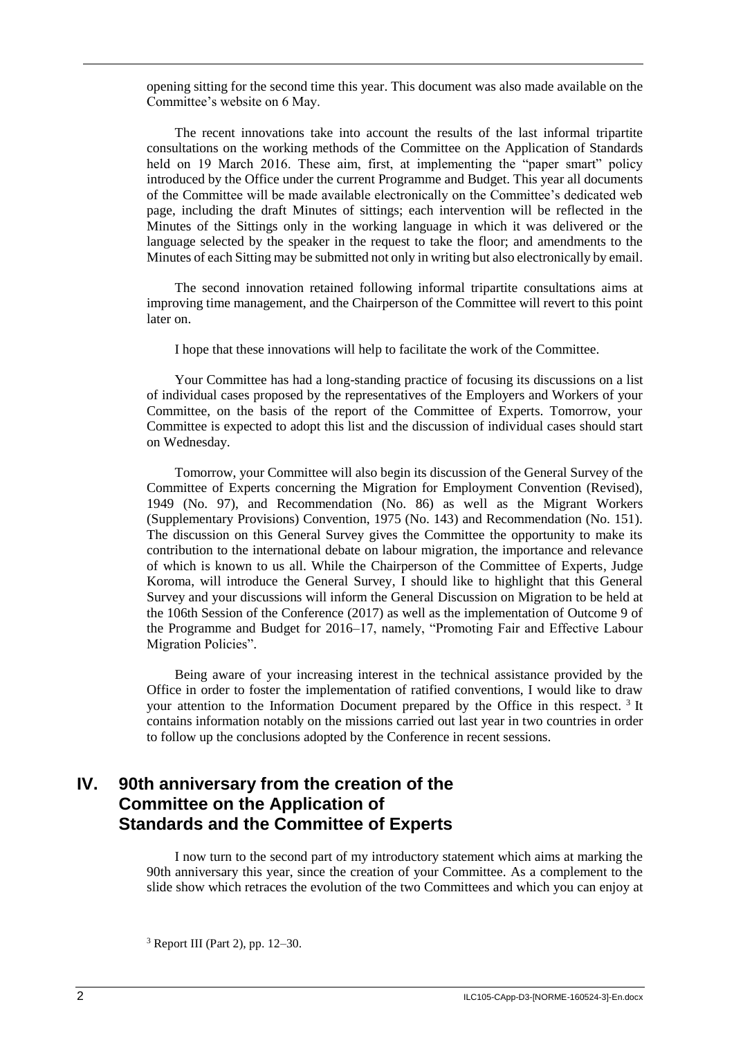opening sitting for the second time this year. This document was also made available on the Committee's website on 6 May.

The recent innovations take into account the results of the last informal tripartite consultations on the working methods of the Committee on the Application of Standards held on 19 March 2016. These aim, first, at implementing the "paper smart" policy introduced by the Office under the current Programme and Budget. This year all documents of the Committee will be made available electronically on the Committee's dedicated web page, including the draft Minutes of sittings; each intervention will be reflected in the Minutes of the Sittings only in the working language in which it was delivered or the language selected by the speaker in the request to take the floor; and amendments to the Minutes of each Sitting may be submitted not only in writing but also electronically by email.

The second innovation retained following informal tripartite consultations aims at improving time management, and the Chairperson of the Committee will revert to this point later on.

I hope that these innovations will help to facilitate the work of the Committee.

Your Committee has had a long-standing practice of focusing its discussions on a list of individual cases proposed by the representatives of the Employers and Workers of your Committee, on the basis of the report of the Committee of Experts. Tomorrow, your Committee is expected to adopt this list and the discussion of individual cases should start on Wednesday.

Tomorrow, your Committee will also begin its discussion of the General Survey of the Committee of Experts concerning the Migration for Employment Convention (Revised), 1949 (No. 97), and Recommendation (No. 86) as well as the Migrant Workers (Supplementary Provisions) Convention, 1975 (No. 143) and Recommendation (No. 151). The discussion on this General Survey gives the Committee the opportunity to make its contribution to the international debate on labour migration, the importance and relevance of which is known to us all. While the Chairperson of the Committee of Experts, Judge Koroma, will introduce the General Survey, I should like to highlight that this General Survey and your discussions will inform the General Discussion on Migration to be held at the 106th Session of the Conference (2017) as well as the implementation of Outcome 9 of the Programme and Budget for 2016–17, namely, "Promoting Fair and Effective Labour Migration Policies".

Being aware of your increasing interest in the technical assistance provided by the Office in order to foster the implementation of ratified conventions, I would like to draw your attention to the Information Document prepared by the Office in this respect. [3] It contains information notably on the missions carried out last year in two countries in order to follow up the conclusions adopted by the Conference in recent sessions.

## IV. 90th anniversary from the creation of the Committee on the Application of Standards and the Committee of Experts

I now turn to the second part of my introductory statement which aims at marking the 90th anniversary this year, since the creation of your Committee. As a complement to the slide show which retraces the evolution of the two Committees and which you can enjoy at

[3] Report III (Part 2), pp. 12–30.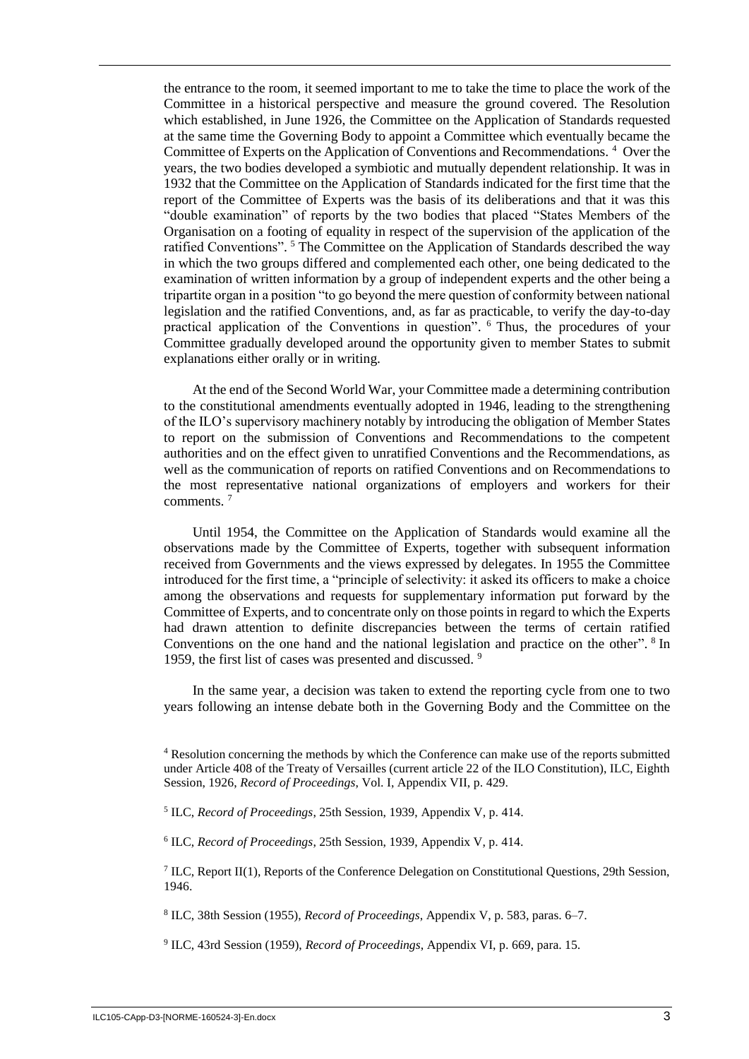the entrance to the room, it seemed important to me to take the time to place the work of the Committee in a historical perspective and measure the ground covered. The Resolution which established, in June 1926, the Committee on the Application of Standards requested at the same time the Governing Body to appoint a Committee which eventually became the Committee of Experts on the Application of Conventions and Recommendations. [4] Over the years, the two bodies developed a symbiotic and mutually dependent relationship. It was in 1932 that the Committee on the Application of Standards indicated for the first time that the report of the Committee of Experts was the basis of its deliberations and that it was this "double examination" of reports by the two bodies that placed "States Members of the Organisation on a footing of equality in respect of the supervision of the application of the ratified Conventions". [5] The Committee on the Application of Standards described the way in which the two groups differed and complemented each other, one being dedicated to the examination of written information by a group of independent experts and the other being a tripartite organ in a position "to go beyond the mere question of conformity between national legislation and the ratified Conventions, and, as far as practicable, to verify the day-to-day practical application of the Conventions in question". [6] Thus, the procedures of your Committee gradually developed around the opportunity given to member States to submit explanations either orally or in writing.

At the end of the Second World War, your Committee made a determining contribution to the constitutional amendments eventually adopted in 1946, leading to the strengthening of the ILO's supervisory machinery notably by introducing the obligation of Member States to report on the submission of Conventions and Recommendations to the competent authorities and on the effect given to unratified Conventions and the Recommendations, as well as the communication of reports on ratified Conventions and on Recommendations to the most representative national organizations of employers and workers for their comments. [7]

Until 1954, the Committee on the Application of Standards would examine all the observations made by the Committee of Experts, together with subsequent information received from Governments and the views expressed by delegates. In 1955 the Committee introduced for the first time, a "principle of selectivity: it asked its officers to make a choice among the observations and requests for supplementary information put forward by the Committee of Experts, and to concentrate only on those points in regard to which the Experts had drawn attention to definite discrepancies between the terms of certain ratified Conventions on the one hand and the national legislation and practice on the other". [8] In 1959, the first list of cases was presented and discussed. [9]

In the same year, a decision was taken to extend the reporting cycle from one to two years following an intense debate both in the Governing Body and the Committee on the

[4] Resolution concerning the methods by which the Conference can make use of the reports submitted under Article 408 of the Treaty of Versailles (current article 22 of the ILO Constitution), ILC, Eighth Session, 1926, *Record of Proceedings*, Vol. I, Appendix VII, p. 429.

[5] ILC, *Record of Proceedings*, 25th Session, 1939, Appendix V, p. 414.

[6] ILC, *Record of Proceedings*, 25th Session, 1939, Appendix V, p. 414.

[7] ILC, Report II(1), Reports of the Conference Delegation on Constitutional Questions, 29th Session, 1946.

[8] ILC, 38th Session (1955), *Record of Proceedings*, Appendix V, p. 583, paras. 6–7.

[9] ILC, 43rd Session (1959), *Record of Proceedings*, Appendix VI, p. 669, para. 15.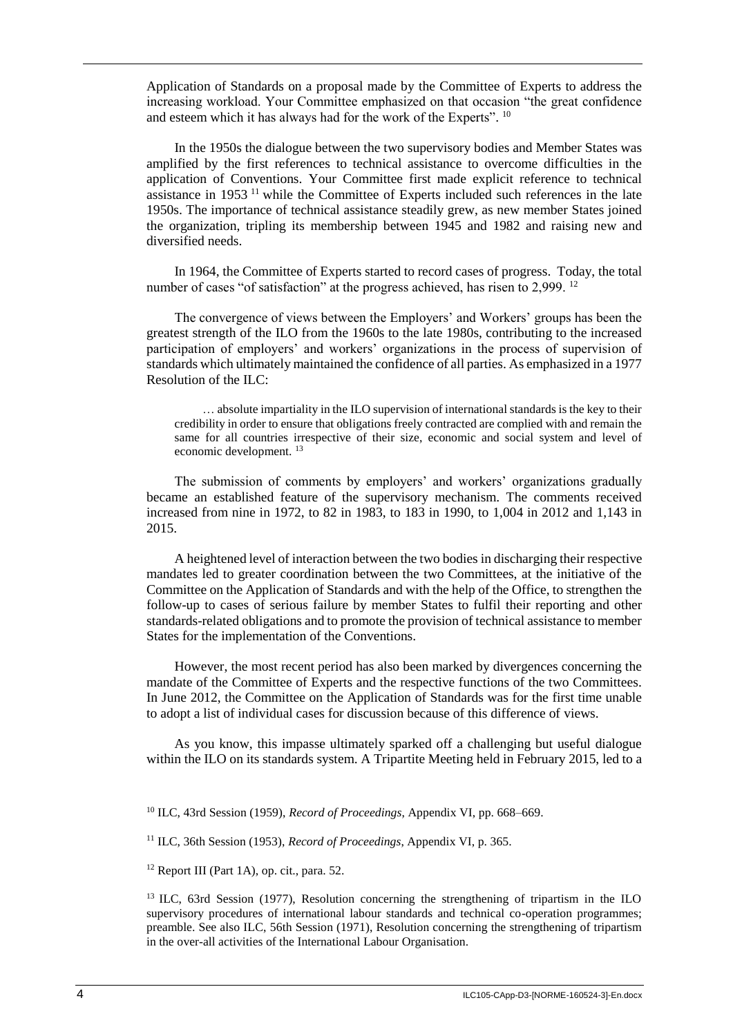Application of Standards on a proposal made by the Committee of Experts to address the increasing workload. Your Committee emphasized on that occasion "the great confidence and esteem which it has always had for the work of the Experts". [10]

In the 1950s the dialogue between the two supervisory bodies and Member States was amplified by the first references to technical assistance to overcome difficulties in the application of Conventions. Your Committee first made explicit reference to technical assistance in 1953 [11] while the Committee of Experts included such references in the late 1950s. The importance of technical assistance steadily grew, as new member States joined the organization, tripling its membership between 1945 and 1982 and raising new and diversified needs.

In 1964, the Committee of Experts started to record cases of progress. Today, the total number of cases "of satisfaction" at the progress achieved, has risen to 2,999. [12]

The convergence of views between the Employers' and Workers' groups has been the greatest strength of the ILO from the 1960s to the late 1980s, contributing to the increased participation of employers' and workers' organizations in the process of supervision of standards which ultimately maintained the confidence of all parties. As emphasized in a 1977 Resolution of the ILC:

> … absolute impartiality in the ILO supervision of international standards is the key to their credibility in order to ensure that obligations freely contracted are complied with and remain the same for all countries irrespective of their size, economic and social system and level of economic development. [13]

The submission of comments by employers' and workers' organizations gradually became an established feature of the supervisory mechanism. The comments received increased from nine in 1972, to 82 in 1983, to 183 in 1990, to 1,004 in 2012 and 1,143 in 2015.

A heightened level of interaction between the two bodies in discharging their respective mandates led to greater coordination between the two Committees, at the initiative of the Committee on the Application of Standards and with the help of the Office, to strengthen the follow-up to cases of serious failure by member States to fulfil their reporting and other standards-related obligations and to promote the provision of technical assistance to member States for the implementation of the Conventions.

However, the most recent period has also been marked by divergences concerning the mandate of the Committee of Experts and the respective functions of the two Committees. In June 2012, the Committee on the Application of Standards was for the first time unable to adopt a list of individual cases for discussion because of this difference of views.

As you know, this impasse ultimately sparked off a challenging but useful dialogue within the ILO on its standards system. A Tripartite Meeting held in February 2015, led to a

[10] ILC, 43rd Session (1959), *Record of Proceedings*, Appendix VI, pp. 668–669.

[11] ILC, 36th Session (1953), *Record of Proceedings*, Appendix VI, p. 365.

[12] Report III (Part 1A), op. cit., para. 52.

[13] ILC, 63rd Session (1977), Resolution concerning the strengthening of tripartism in the ILO supervisory procedures of international labour standards and technical co-operation programmes; preamble. See also ILC, 56th Session (1971), Resolution concerning the strengthening of tripartism in the over-all activities of the International Labour Organisation.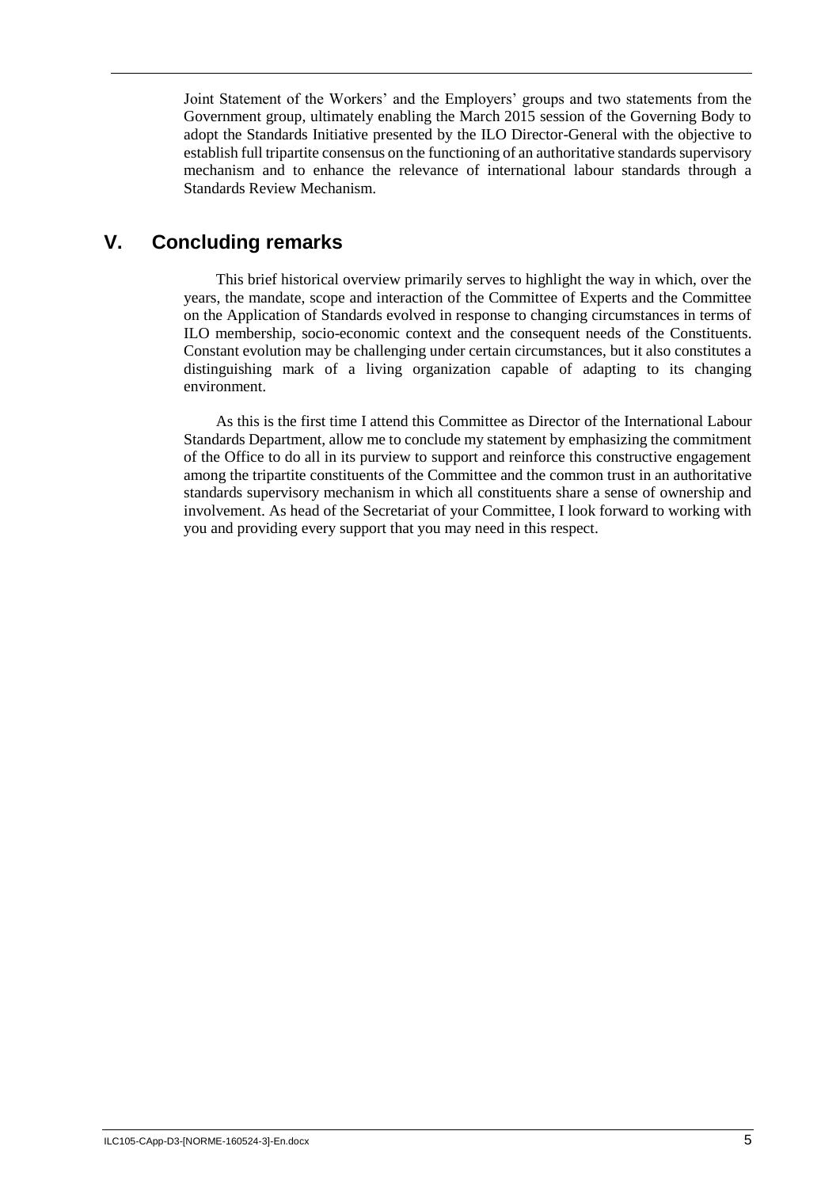Joint Statement of the Workers' and the Employers' groups and two statements from the Government group, ultimately enabling the March 2015 session of the Governing Body to adopt the Standards Initiative presented by the ILO Director-General with the objective to establish full tripartite consensus on the functioning of an authoritative standards supervisory mechanism and to enhance the relevance of international labour standards through a Standards Review Mechanism.

## V. Concluding remarks

This brief historical overview primarily serves to highlight the way in which, over the years, the mandate, scope and interaction of the Committee of Experts and the Committee on the Application of Standards evolved in response to changing circumstances in terms of ILO membership, socio-economic context and the consequent needs of the Constituents. Constant evolution may be challenging under certain circumstances, but it also constitutes a distinguishing mark of a living organization capable of adapting to its changing environment.

As this is the first time I attend this Committee as Director of the International Labour Standards Department, allow me to conclude my statement by emphasizing the commitment of the Office to do all in its purview to support and reinforce this constructive engagement among the tripartite constituents of the Committee and the common trust in an authoritative standards supervisory mechanism in which all constituents share a sense of ownership and involvement. As head of the Secretariat of your Committee, I look forward to working with you and providing every support that you may need in this respect.